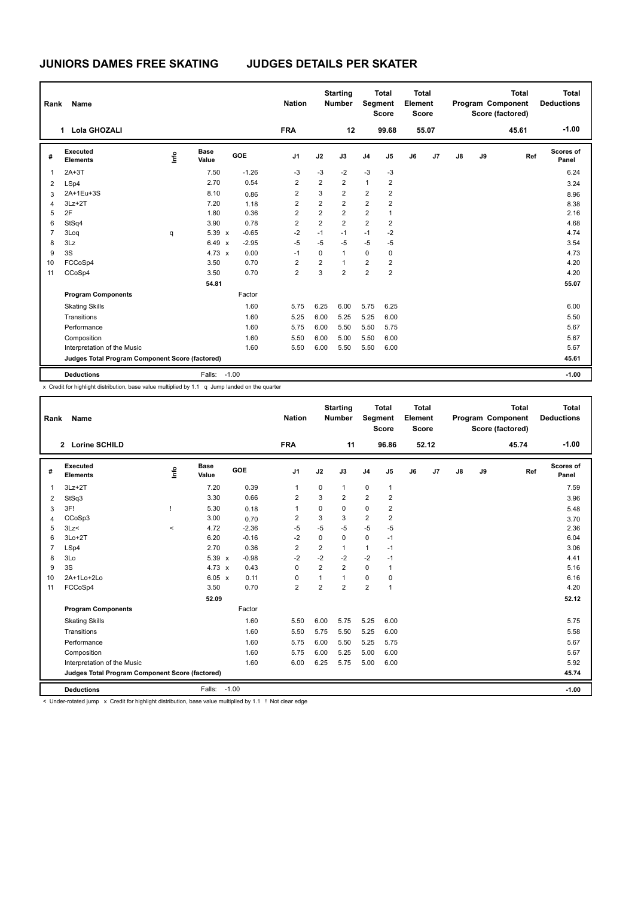# JUNIORS DAMES FREE SKATING　　JUDGES DETAILS PER SKATER

| Rank | Name | Nation | Starting Number | Total Segment Score | Total Element Score | Total Program Component Score (factored) | Total Deductions |
|---|---|---|---|---|---|---|---|
| 1 | Lola GHOZALI | FRA | 12 | 99.68 | 55.07 | 45.61 | -1.00 |

| # | Executed Elements | Info | Base Value | | GOE | J1 | J2 | J3 | J4 | J5 | J6 | J7 | J8 | J9 | Ref | Scores of Panel |
|---|---|---|---|---|---|---|---|---|---|---|---|---|---|---|---|---|
| 1 | 2A+3T | | 7.50 | | -1.26 | -3 | -3 | -2 | -3 | -3 | | | | | | 6.24 |
| 2 | LSp4 | | 2.70 | | 0.54 | 2 | 2 | 2 | 1 | 2 | | | | | | 3.24 |
| 3 | 2A+1Eu+3S | | 8.10 | | 0.86 | 2 | 3 | 2 | 2 | 2 | | | | | | 8.96 |
| 4 | 3Lz+2T | | 7.20 | | 1.18 | 2 | 2 | 2 | 2 | 2 | | | | | | 8.38 |
| 5 | 2F | | 1.80 | | 0.36 | 2 | 2 | 2 | 2 | 1 | | | | | | 2.16 |
| 6 | StSq4 | | 3.90 | | 0.78 | 2 | 2 | 2 | 2 | 2 | | | | | | 4.68 |
| 7 | 3Loq | q | 5.39 | x | -0.65 | -2 | -1 | -1 | -1 | -2 | | | | | | 4.74 |
| 8 | 3Lz | | 6.49 | x | -2.95 | -5 | -5 | -5 | -5 | -5 | | | | | | 3.54 |
| 9 | 3S | | 4.73 | x | 0.00 | -1 | 0 | 1 | 0 | 0 | | | | | | 4.73 |
| 10 | FCCoSp4 | | 3.50 | | 0.70 | 2 | 2 | 1 | 2 | 2 | | | | | | 4.20 |
| 11 | CCoSp4 | | 3.50 | | 0.70 | 2 | 3 | 2 | 2 | 2 | | | | | | 4.20 |
| | | | 54.81 | | | | | | | | | | | | | 55.07 |
| | **Program Components** | | | | Factor | | | | | | | | | | | |
| | Skating Skills | | | | 1.60 | 5.75 | 6.25 | 6.00 | 5.75 | 6.25 | | | | | | 6.00 |
| | Transitions | | | | 1.60 | 5.25 | 6.00 | 5.25 | 5.25 | 6.00 | | | | | | 5.50 |
| | Performance | | | | 1.60 | 5.75 | 6.00 | 5.50 | 5.50 | 5.75 | | | | | | 5.67 |
| | Composition | | | | 1.60 | 5.50 | 6.00 | 5.00 | 5.50 | 6.00 | | | | | | 5.67 |
| | Interpretation of the Music | | | | 1.60 | 5.50 | 6.00 | 5.50 | 5.50 | 6.00 | | | | | | 5.67 |
| | **Judges Total Program Component Score (factored)** | | | | | | | | | | | | | | | 45.61 |
| | **Deductions** | | Falls: | -1.00 | | | | | | | | | | | | -1.00 |

x Credit for highlight distribution, base value multiplied by 1.1　q Jump landed on the quarter

| Rank | Name | Nation | Starting Number | Total Segment Score | Total Element Score | Total Program Component Score (factored) | Total Deductions |
|---|---|---|---|---|---|---|---|
| 2 | Lorine SCHILD | FRA | 11 | 96.86 | 52.12 | 45.74 | -1.00 |

| # | Executed Elements | Info | Base Value | | GOE | J1 | J2 | J3 | J4 | J5 | J6 | J7 | J8 | J9 | Ref | Scores of Panel |
|---|---|---|---|---|---|---|---|---|---|---|---|---|---|---|---|---|
| 1 | 3Lz+2T | | 7.20 | | 0.39 | 1 | 0 | 1 | 0 | 1 | | | | | | 7.59 |
| 2 | StSq3 | | 3.30 | | 0.66 | 2 | 3 | 2 | 2 | 2 | | | | | | 3.96 |
| 3 | 3F! | ! | 5.30 | | 0.18 | 1 | 0 | 0 | 0 | 2 | | | | | | 5.48 |
| 4 | CCoSp3 | | 3.00 | | 0.70 | 2 | 3 | 3 | 2 | 2 | | | | | | 3.70 |
| 5 | 3Lz< | < | 4.72 | | -2.36 | -5 | -5 | -5 | -5 | -5 | | | | | | 2.36 |
| 6 | 3Lo+2T | | 6.20 | | -0.16 | -2 | 0 | 0 | 0 | -1 | | | | | | 6.04 |
| 7 | LSp4 | | 2.70 | | 0.36 | 2 | 2 | 1 | 1 | -1 | | | | | | 3.06 |
| 8 | 3Lo | | 5.39 | x | -0.98 | -2 | -2 | -2 | -2 | -1 | | | | | | 4.41 |
| 9 | 3S | | 4.73 | x | 0.43 | 0 | 2 | 2 | 0 | 1 | | | | | | 5.16 |
| 10 | 2A+1Lo+2Lo | | 6.05 | x | 0.11 | 0 | 1 | 1 | 0 | 0 | | | | | | 6.16 |
| 11 | FCCoSp4 | | 3.50 | | 0.70 | 2 | 2 | 2 | 2 | 1 | | | | | | 4.20 |
| | | | 52.09 | | | | | | | | | | | | | 52.12 |
| | **Program Components** | | | | Factor | | | | | | | | | | | |
| | Skating Skills | | | | 1.60 | 5.50 | 6.00 | 5.75 | 5.25 | 6.00 | | | | | | 5.75 |
| | Transitions | | | | 1.60 | 5.50 | 5.75 | 5.50 | 5.25 | 6.00 | | | | | | 5.58 |
| | Performance | | | | 1.60 | 5.75 | 6.00 | 5.50 | 5.25 | 5.75 | | | | | | 5.67 |
| | Composition | | | | 1.60 | 5.75 | 6.00 | 5.25 | 5.00 | 6.00 | | | | | | 5.67 |
| | Interpretation of the Music | | | | 1.60 | 6.00 | 6.25 | 5.75 | 5.00 | 6.00 | | | | | | 5.92 |
| | **Judges Total Program Component Score (factored)** | | | | | | | | | | | | | | | 45.74 |
| | **Deductions** | | Falls: | -1.00 | | | | | | | | | | | | -1.00 |

< Under-rotated jump　x Credit for highlight distribution, base value multiplied by 1.1　! Not clear edge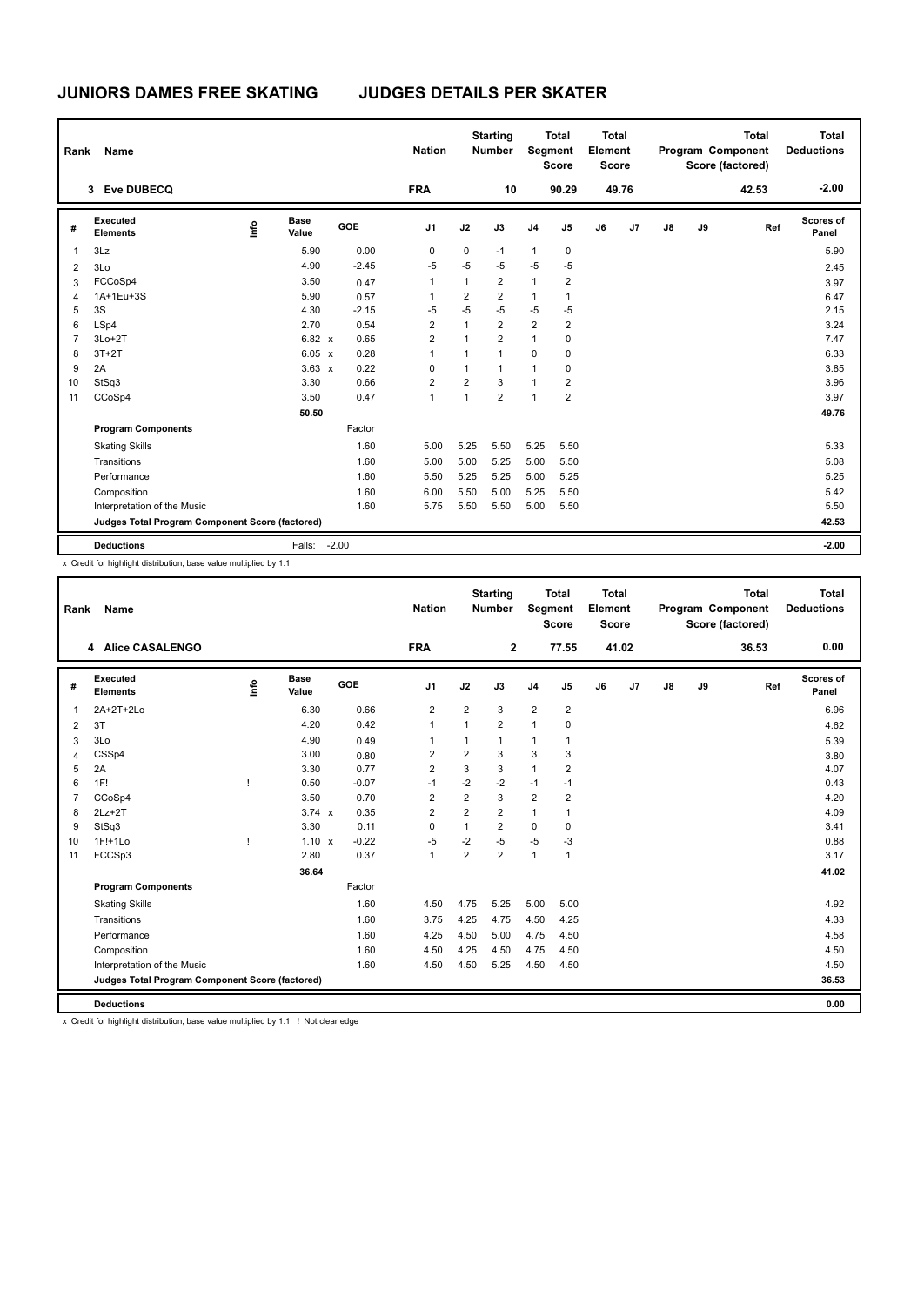# JUNIORS DAMES FREE SKATING JUDGES DETAILS PER SKATER

| Rank | Name | Nation | Starting Number | Total Segment Score | Total Element Score | Total Program Component Score (factored) | Total Deductions |
|---|---|---|---|---|---|---|---|
| 3 | Eve DUBECQ | FRA | 10 | 90.29 | 49.76 | 42.53 | -2.00 |

| # | Executed Elements | Info | Base Value | | GOE | J1 | J2 | J3 | J4 | J5 | J6 | J7 | J8 | J9 | Ref | Scores of Panel |
|---|---|---|---|---|---|---|---|---|---|---|---|---|---|---|---|---|
| 1 | 3Lz | | 5.90 | | 0.00 | 0 | 0 | -1 | 1 | 0 | | | | | | 5.90 |
| 2 | 3Lo | | 4.90 | | -2.45 | -5 | -5 | -5 | -5 | -5 | | | | | | 2.45 |
| 3 | FCCoSp4 | | 3.50 | | 0.47 | 1 | 1 | 2 | 1 | 2 | | | | | | 3.97 |
| 4 | 1A+1Eu+3S | | 5.90 | | 0.57 | 1 | 2 | 2 | 1 | 1 | | | | | | 6.47 |
| 5 | 3S | | 4.30 | | -2.15 | -5 | -5 | -5 | -5 | -5 | | | | | | 2.15 |
| 6 | LSp4 | | 2.70 | | 0.54 | 2 | 1 | 2 | 2 | 2 | | | | | | 3.24 |
| 7 | 3Lo+2T | | 6.82 | x | 0.65 | 2 | 1 | 2 | 1 | 0 | | | | | | 7.47 |
| 8 | 3T+2T | | 6.05 | x | 0.28 | 1 | 1 | 1 | 0 | 0 | | | | | | 6.33 |
| 9 | 2A | | 3.63 | x | 0.22 | 0 | 1 | 1 | 1 | 0 | | | | | | 3.85 |
| 10 | StSq3 | | 3.30 | | 0.66 | 2 | 2 | 3 | 1 | 2 | | | | | | 3.96 |
| 11 | CCoSp4 | | 3.50 | | 0.47 | 1 | 1 | 2 | 1 | 2 | | | | | | 3.97 |
| | | | 50.50 | | | | | | | | | | | | | 49.76 |
| | **Program Components** | | | | Factor | | | | | | | | | | | |
| | Skating Skills | | | | 1.60 | 5.00 | 5.25 | 5.50 | 5.25 | 5.50 | | | | | | 5.33 |
| | Transitions | | | | 1.60 | 5.00 | 5.00 | 5.25 | 5.00 | 5.50 | | | | | | 5.08 |
| | Performance | | | | 1.60 | 5.50 | 5.25 | 5.25 | 5.00 | 5.25 | | | | | | 5.25 |
| | Composition | | | | 1.60 | 6.00 | 5.50 | 5.00 | 5.25 | 5.50 | | | | | | 5.42 |
| | Interpretation of the Music | | | | 1.60 | 5.75 | 5.50 | 5.50 | 5.00 | 5.50 | | | | | | 5.50 |
| | **Judges Total Program Component Score (factored)** | | | | | | | | | | | | | | | 42.53 |
| | **Deductions** | | Falls: | | -2.00 | | | | | | | | | | | -2.00 |

x Credit for highlight distribution, base value multiplied by 1.1

| Rank | Name | Nation | Starting Number | Total Segment Score | Total Element Score | Total Program Component Score (factored) | Total Deductions |
|---|---|---|---|---|---|---|---|
| 4 | Alice CASALENGO | FRA | 2 | 77.55 | 41.02 | 36.53 | 0.00 |

| # | Executed Elements | Info | Base Value | | GOE | J1 | J2 | J3 | J4 | J5 | J6 | J7 | J8 | J9 | Ref | Scores of Panel |
|---|---|---|---|---|---|---|---|---|---|---|---|---|---|---|---|---|
| 1 | 2A+2T+2Lo | | 6.30 | | 0.66 | 2 | 2 | 3 | 2 | 2 | | | | | | 6.96 |
| 2 | 3T | | 4.20 | | 0.42 | 1 | 1 | 2 | 1 | 0 | | | | | | 4.62 |
| 3 | 3Lo | | 4.90 | | 0.49 | 1 | 1 | 1 | 1 | 1 | | | | | | 5.39 |
| 4 | CSSp4 | | 3.00 | | 0.80 | 2 | 2 | 3 | 3 | 3 | | | | | | 3.80 |
| 5 | 2A | | 3.30 | | 0.77 | 2 | 3 | 3 | 1 | 2 | | | | | | 4.07 |
| 6 | 1F! | ! | 0.50 | | -0.07 | -1 | -2 | -2 | -1 | -1 | | | | | | 0.43 |
| 7 | CCoSp4 | | 3.50 | | 0.70 | 2 | 2 | 3 | 2 | 2 | | | | | | 4.20 |
| 8 | 2Lz+2T | | 3.74 | x | 0.35 | 2 | 2 | 2 | 1 | 1 | | | | | | 4.09 |
| 9 | StSq3 | | 3.30 | | 0.11 | 0 | 1 | 2 | 0 | 0 | | | | | | 3.41 |
| 10 | 1F!+1Lo | ! | 1.10 | x | -0.22 | -5 | -2 | -5 | -5 | -3 | | | | | | 0.88 |
| 11 | FCCSp3 | | 2.80 | | 0.37 | 1 | 2 | 2 | 1 | 1 | | | | | | 3.17 |
| | | | 36.64 | | | | | | | | | | | | | 41.02 |
| | **Program Components** | | | | Factor | | | | | | | | | | | |
| | Skating Skills | | | | 1.60 | 4.50 | 4.75 | 5.25 | 5.00 | 5.00 | | | | | | 4.92 |
| | Transitions | | | | 1.60 | 3.75 | 4.25 | 4.75 | 4.50 | 4.25 | | | | | | 4.33 |
| | Performance | | | | 1.60 | 4.25 | 4.50 | 5.00 | 4.75 | 4.50 | | | | | | 4.58 |
| | Composition | | | | 1.60 | 4.50 | 4.25 | 4.50 | 4.75 | 4.50 | | | | | | 4.50 |
| | Interpretation of the Music | | | | 1.60 | 4.50 | 4.50 | 5.25 | 4.50 | 4.50 | | | | | | 4.50 |
| | **Judges Total Program Component Score (factored)** | | | | | | | | | | | | | | | 36.53 |
| | **Deductions** | | | | | | | | | | | | | | | 0.00 |

x Credit for highlight distribution, base value multiplied by 1.1 ! Not clear edge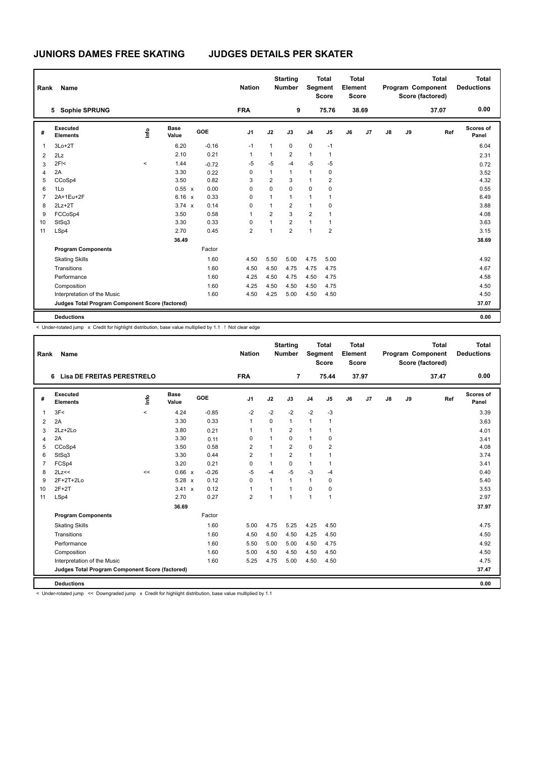# JUNIORS DAMES FREE SKATING — JUDGES DETAILS PER SKATER

| Rank | Name | Nation | Starting Number | Total Segment Score | Total Element Score | Total Program Component Score (factored) | Total Deductions |
|---|---|---|---|---|---|---|---|
| 5 | Sophie SPRUNG | FRA | 9 | 75.76 | 38.69 | 37.07 | 0.00 |

| # | Executed Elements | Info | Base Value | | GOE | J1 | J2 | J3 | J4 | J5 | J6 | J7 | J8 | J9 | Ref | Scores of Panel |
|---|---|---|---|---|---|---|---|---|---|---|---|---|---|---|---|---|
| 1 | 3Lo+2T | | 6.20 | | -0.16 | -1 | 1 | 0 | 0 | -1 | | | | | | 6.04 |
| 2 | 2Lz | | 2.10 | | 0.21 | 1 | 1 | 2 | 1 | 1 | | | | | | 2.31 |
| 3 | 2F!< | < | 1.44 | | -0.72 | -5 | -5 | -4 | -5 | -5 | | | | | | 0.72 |
| 4 | 2A | | 3.30 | | 0.22 | 0 | 1 | 1 | 1 | 0 | | | | | | 3.52 |
| 5 | CCoSp4 | | 3.50 | | 0.82 | 3 | 2 | 3 | 1 | 2 | | | | | | 4.32 |
| 6 | 1Lo | | 0.55 | x | 0.00 | 0 | 0 | 0 | 0 | 0 | | | | | | 0.55 |
| 7 | 2A+1Eu+2F | | 6.16 | x | 0.33 | 0 | 1 | 1 | 1 | 1 | | | | | | 6.49 |
| 8 | 2Lz+2T | | 3.74 | x | 0.14 | 0 | 1 | 2 | 1 | 0 | | | | | | 3.88 |
| 9 | FCCoSp4 | | 3.50 | | 0.58 | 1 | 2 | 3 | 2 | 1 | | | | | | 4.08 |
| 10 | StSq3 | | 3.30 | | 0.33 | 0 | 1 | 2 | 1 | 1 | | | | | | 3.63 |
| 11 | LSp4 | | 2.70 | | 0.45 | 2 | 1 | 2 | 1 | 2 | | | | | | 3.15 |
| | | | 36.49 | | | | | | | | | | | | | 38.69 |
| | **Program Components** | | | | Factor | | | | | | | | | | | |
| | Skating Skills | | | | 1.60 | 4.50 | 5.50 | 5.00 | 4.75 | 5.00 | | | | | | 4.92 |
| | Transitions | | | | 1.60 | 4.50 | 4.50 | 4.75 | 4.75 | 4.75 | | | | | | 4.67 |
| | Performance | | | | 1.60 | 4.25 | 4.50 | 4.75 | 4.50 | 4.75 | | | | | | 4.58 |
| | Composition | | | | 1.60 | 4.25 | 4.50 | 4.50 | 4.50 | 4.75 | | | | | | 4.50 |
| | Interpretation of the Music | | | | 1.60 | 4.50 | 4.25 | 5.00 | 4.50 | 4.50 | | | | | | 4.50 |
| | **Judges Total Program Component Score (factored)** | | | | | | | | | | | | | | | 37.07 |
| | **Deductions** | | | | | | | | | | | | | | | 0.00 |

< Under-rotated jump x Credit for highlight distribution, base value multiplied by 1.1 ! Not clear edge

| Rank | Name | Nation | Starting Number | Total Segment Score | Total Element Score | Total Program Component Score (factored) | Total Deductions |
|---|---|---|---|---|---|---|---|
| 6 | Lisa DE FREITAS PERESTRELO | FRA | 7 | 75.44 | 37.97 | 37.47 | 0.00 |

| # | Executed Elements | Info | Base Value | | GOE | J1 | J2 | J3 | J4 | J5 | J6 | J7 | J8 | J9 | Ref | Scores of Panel |
|---|---|---|---|---|---|---|---|---|---|---|---|---|---|---|---|---|
| 1 | 3F< | < | 4.24 | | -0.85 | -2 | -2 | -2 | -2 | -3 | | | | | | 3.39 |
| 2 | 2A | | 3.30 | | 0.33 | 1 | 0 | 1 | 1 | 1 | | | | | | 3.63 |
| 3 | 2Lz+2Lo | | 3.80 | | 0.21 | 1 | 1 | 2 | 1 | 1 | | | | | | 4.01 |
| 4 | 2A | | 3.30 | | 0.11 | 0 | 1 | 0 | 1 | 0 | | | | | | 3.41 |
| 5 | CCoSp4 | | 3.50 | | 0.58 | 2 | 1 | 2 | 0 | 2 | | | | | | 4.08 |
| 6 | StSq3 | | 3.30 | | 0.44 | 2 | 1 | 2 | 1 | 1 | | | | | | 3.74 |
| 7 | FCSp4 | | 3.20 | | 0.21 | 0 | 1 | 0 | 1 | 1 | | | | | | 3.41 |
| 8 | 2Lz<< | << | 0.66 | x | -0.26 | -5 | -4 | -5 | -3 | -4 | | | | | | 0.40 |
| 9 | 2F+2T+2Lo | | 5.28 | x | 0.12 | 0 | 1 | 1 | 1 | 0 | | | | | | 5.40 |
| 10 | 2F+2T | | 3.41 | x | 0.12 | 1 | 1 | 1 | 0 | 0 | | | | | | 3.53 |
| 11 | LSp4 | | 2.70 | | 0.27 | 2 | 1 | 1 | 1 | 1 | | | | | | 2.97 |
| | | | 36.69 | | | | | | | | | | | | | 37.97 |
| | **Program Components** | | | | Factor | | | | | | | | | | | |
| | Skating Skills | | | | 1.60 | 5.00 | 4.75 | 5.25 | 4.25 | 4.50 | | | | | | 4.75 |
| | Transitions | | | | 1.60 | 4.50 | 4.50 | 4.50 | 4.25 | 4.50 | | | | | | 4.50 |
| | Performance | | | | 1.60 | 5.50 | 5.00 | 5.00 | 4.50 | 4.75 | | | | | | 4.92 |
| | Composition | | | | 1.60 | 5.00 | 4.50 | 4.50 | 4.50 | 4.50 | | | | | | 4.50 |
| | Interpretation of the Music | | | | 1.60 | 5.25 | 4.75 | 5.00 | 4.50 | 4.50 | | | | | | 4.75 |
| | **Judges Total Program Component Score (factored)** | | | | | | | | | | | | | | | 37.47 |
| | **Deductions** | | | | | | | | | | | | | | | 0.00 |

< Under-rotated jump << Downgraded jump x Credit for highlight distribution, base value multiplied by 1.1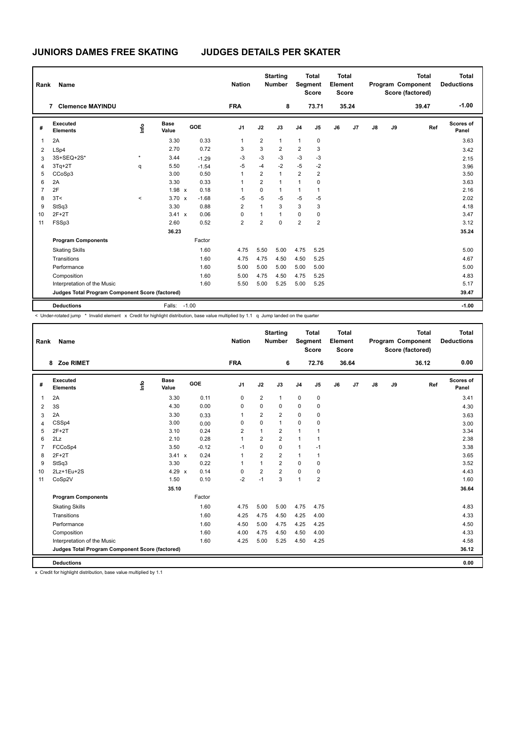# JUNIORS DAMES FREE SKATING JUDGES DETAILS PER SKATER

| Rank | Name | Nation | Starting Number | Total Segment Score | Total Element Score | Total Program Component Score (factored) | Total Deductions |
|---|---|---|---|---|---|---|---|
| 7 | Clemence MAYINDU | FRA | 8 | 73.71 | 35.24 | 39.47 | -1.00 |

| # | Executed Elements | Info | Base Value | | GOE | J1 | J2 | J3 | J4 | J5 | J6 | J7 | J8 | J9 | Ref | Scores of Panel |
|---|---|---|---|---|---|---|---|---|---|---|---|---|---|---|---|---|
| 1 | 2A | | 3.30 | | 0.33 | 1 | 2 | 1 | 1 | 0 | | | | | | 3.63 |
| 2 | LSp4 | | 2.70 | | 0.72 | 3 | 3 | 2 | 2 | 3 | | | | | | 3.42 |
| 3 | 3S+SEQ+2S* | * | 3.44 | | -1.29 | -3 | -3 | -3 | -3 | -3 | | | | | | 2.15 |
| 4 | 3Tq+2T | q | 5.50 | | -1.54 | -5 | -4 | -2 | -5 | -2 | | | | | | 3.96 |
| 5 | CCoSp3 | | 3.00 | | 0.50 | 1 | 2 | 1 | 2 | 2 | | | | | | 3.50 |
| 6 | 2A | | 3.30 | | 0.33 | 1 | 2 | 1 | 1 | 0 | | | | | | 3.63 |
| 7 | 2F | | 1.98 | x | 0.18 | 1 | 0 | 1 | 1 | 1 | | | | | | 2.16 |
| 8 | 3T< | < | 3.70 | x | -1.68 | -5 | -5 | -5 | -5 | -5 | | | | | | 2.02 |
| 9 | StSq3 | | 3.30 | | 0.88 | 2 | 1 | 3 | 3 | 3 | | | | | | 4.18 |
| 10 | 2F+2T | | 3.41 | x | 0.06 | 0 | 1 | 1 | 0 | 0 | | | | | | 3.47 |
| 11 | FSSp3 | | 2.60 | | 0.52 | 2 | 2 | 0 | 2 | 2 | | | | | | 3.12 |
| | | | 36.23 | | | | | | | | | | | | | 35.24 |
| | **Program Components** | | | | Factor | | | | | | | | | | | |
| | Skating Skills | | | | 1.60 | 4.75 | 5.50 | 5.00 | 4.75 | 5.25 | | | | | | 5.00 |
| | Transitions | | | | 1.60 | 4.75 | 4.75 | 4.50 | 4.50 | 5.25 | | | | | | 4.67 |
| | Performance | | | | 1.60 | 5.00 | 5.00 | 5.00 | 5.00 | 5.00 | | | | | | 5.00 |
| | Composition | | | | 1.60 | 5.00 | 4.75 | 4.50 | 4.75 | 5.25 | | | | | | 4.83 |
| | Interpretation of the Music | | | | 1.60 | 5.50 | 5.00 | 5.25 | 5.00 | 5.25 | | | | | | 5.17 |
| | **Judges Total Program Component Score (factored)** | | | | | | | | | | | | | | | 39.47 |
| | **Deductions** | | Falls: | | -1.00 | | | | | | | | | | | -1.00 |

< Under-rotated jump * Invalid element x Credit for highlight distribution, base value multiplied by 1.1 q Jump landed on the quarter

| Rank | Name | Nation | Starting Number | Total Segment Score | Total Element Score | Total Program Component Score (factored) | Total Deductions |
|---|---|---|---|---|---|---|---|
| 8 | Zoe RIMET | FRA | 6 | 72.76 | 36.64 | 36.12 | 0.00 |

| # | Executed Elements | Info | Base Value | | GOE | J1 | J2 | J3 | J4 | J5 | J6 | J7 | J8 | J9 | Ref | Scores of Panel |
|---|---|---|---|---|---|---|---|---|---|---|---|---|---|---|---|---|
| 1 | 2A | | 3.30 | | 0.11 | 0 | 2 | 1 | 0 | 0 | | | | | | 3.41 |
| 2 | 3S | | 4.30 | | 0.00 | 0 | 0 | 0 | 0 | 0 | | | | | | 4.30 |
| 3 | 2A | | 3.30 | | 0.33 | 1 | 2 | 2 | 0 | 0 | | | | | | 3.63 |
| 4 | CSSp4 | | 3.00 | | 0.00 | 0 | 0 | 1 | 0 | 0 | | | | | | 3.00 |
| 5 | 2F+2T | | 3.10 | | 0.24 | 2 | 1 | 2 | 1 | 1 | | | | | | 3.34 |
| 6 | 2Lz | | 2.10 | | 0.28 | 1 | 2 | 2 | 1 | 1 | | | | | | 2.38 |
| 7 | FCCoSp4 | | 3.50 | | -0.12 | -1 | 0 | 0 | 1 | -1 | | | | | | 3.38 |
| 8 | 2F+2T | | 3.41 | x | 0.24 | 1 | 2 | 2 | 1 | 1 | | | | | | 3.65 |
| 9 | StSq3 | | 3.30 | | 0.22 | 1 | 1 | 2 | 0 | 0 | | | | | | 3.52 |
| 10 | 2Lz+1Eu+2S | | 4.29 | x | 0.14 | 0 | 2 | 2 | 0 | 0 | | | | | | 4.43 |
| 11 | CoSp2V | | 1.50 | | 0.10 | -2 | -1 | 3 | 1 | 2 | | | | | | 1.60 |
| | | | 35.10 | | | | | | | | | | | | | 36.64 |
| | **Program Components** | | | | Factor | | | | | | | | | | | |
| | Skating Skills | | | | 1.60 | 4.75 | 5.00 | 5.00 | 4.75 | 4.75 | | | | | | 4.83 |
| | Transitions | | | | 1.60 | 4.25 | 4.75 | 4.50 | 4.25 | 4.00 | | | | | | 4.33 |
| | Performance | | | | 1.60 | 4.50 | 5.00 | 4.75 | 4.25 | 4.25 | | | | | | 4.50 |
| | Composition | | | | 1.60 | 4.00 | 4.75 | 4.50 | 4.50 | 4.00 | | | | | | 4.33 |
| | Interpretation of the Music | | | | 1.60 | 4.25 | 5.00 | 5.25 | 4.50 | 4.25 | | | | | | 4.58 |
| | **Judges Total Program Component Score (factored)** | | | | | | | | | | | | | | | 36.12 |
| | **Deductions** | | | | | | | | | | | | | | | 0.00 |

x Credit for highlight distribution, base value multiplied by 1.1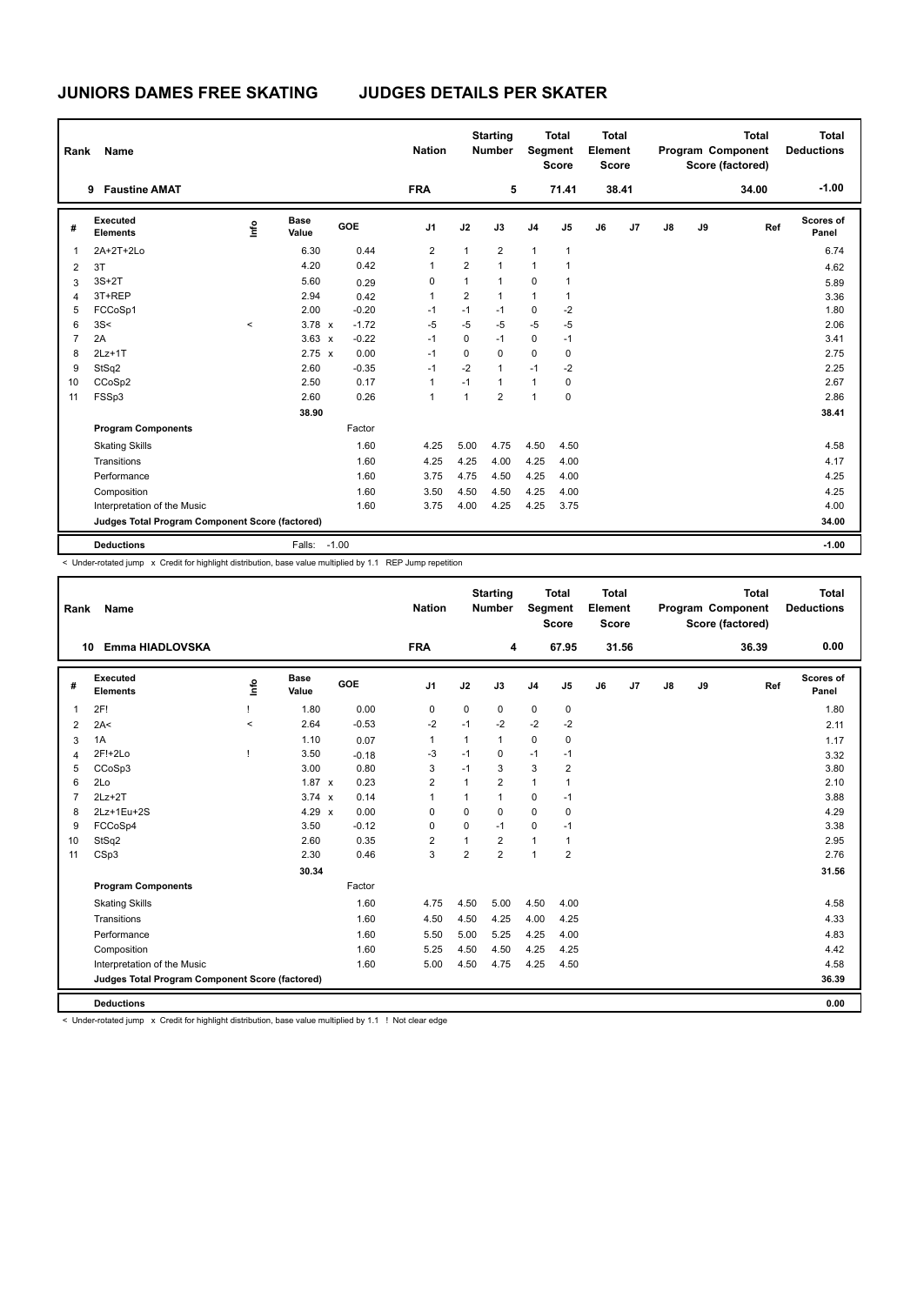# JUNIORS DAMES FREE SKATING JUDGES DETAILS PER SKATER

| Rank | Name | Nation | Starting Number | Total Segment Score | Total Element Score | Total Program Component Score (factored) | Total Deductions |
|---|---|---|---|---|---|---|---|
| 9 | Faustine AMAT | FRA | 5 | 71.41 | 38.41 | 34.00 | -1.00 |

| # | Executed Elements | Info | Base Value | | GOE | J1 | J2 | J3 | J4 | J5 | J6 | J7 | J8 | J9 | Ref | Scores of Panel |
|---|---|---|---|---|---|---|---|---|---|---|---|---|---|---|---|---|
| 1 | 2A+2T+2Lo | | 6.30 | | 0.44 | 2 | 1 | 2 | 1 | 1 | | | | | | 6.74 |
| 2 | 3T | | 4.20 | | 0.42 | 1 | 2 | 1 | 1 | 1 | | | | | | 4.62 |
| 3 | 3S+2T | | 5.60 | | 0.29 | 0 | 1 | 1 | 0 | 1 | | | | | | 5.89 |
| 4 | 3T+REP | | 2.94 | | 0.42 | 1 | 2 | 1 | 1 | 1 | | | | | | 3.36 |
| 5 | FCCoSp1 | | 2.00 | | -0.20 | -1 | -1 | -1 | 0 | -2 | | | | | | 1.80 |
| 6 | 3S< | < | 3.78 | x | -1.72 | -5 | -5 | -5 | -5 | -5 | | | | | | 2.06 |
| 7 | 2A | | 3.63 | x | -0.22 | -1 | 0 | -1 | 0 | -1 | | | | | | 3.41 |
| 8 | 2Lz+1T | | 2.75 | x | 0.00 | -1 | 0 | 0 | 0 | 0 | | | | | | 2.75 |
| 9 | StSq2 | | 2.60 | | -0.35 | -1 | -2 | 1 | -1 | -2 | | | | | | 2.25 |
| 10 | CCoSp2 | | 2.50 | | 0.17 | 1 | -1 | 1 | 1 | 0 | | | | | | 2.67 |
| 11 | FSSp3 | | 2.60 | | 0.26 | 1 | 1 | 2 | 1 | 0 | | | | | | 2.86 |
| | | | 38.90 | | | | | | | | | | | | | 38.41 |
| | **Program Components** | | | | Factor | | | | | | | | | | | |
| | Skating Skills | | | | 1.60 | 4.25 | 5.00 | 4.75 | 4.50 | 4.50 | | | | | | 4.58 |
| | Transitions | | | | 1.60 | 4.25 | 4.25 | 4.00 | 4.25 | 4.00 | | | | | | 4.17 |
| | Performance | | | | 1.60 | 3.75 | 4.75 | 4.50 | 4.25 | 4.00 | | | | | | 4.25 |
| | Composition | | | | 1.60 | 3.50 | 4.50 | 4.50 | 4.25 | 4.00 | | | | | | 4.25 |
| | Interpretation of the Music | | | | 1.60 | 3.75 | 4.00 | 4.25 | 4.25 | 3.75 | | | | | | 4.00 |
| | **Judges Total Program Component Score (factored)** | | | | | | | | | | | | | | | 34.00 |
| | **Deductions** | | Falls: | | -1.00 | | | | | | | | | | | -1.00 |

< Under-rotated jump x Credit for highlight distribution, base value multiplied by 1.1 REP Jump repetition

| Rank | Name | Nation | Starting Number | Total Segment Score | Total Element Score | Total Program Component Score (factored) | Total Deductions |
|---|---|---|---|---|---|---|---|
| 10 | Emma HIADLOVSKA | FRA | 4 | 67.95 | 31.56 | 36.39 | 0.00 |

| # | Executed Elements | Info | Base Value | | GOE | J1 | J2 | J3 | J4 | J5 | J6 | J7 | J8 | J9 | Ref | Scores of Panel |
|---|---|---|---|---|---|---|---|---|---|---|---|---|---|---|---|---|
| 1 | 2F! | ! | 1.80 | | 0.00 | 0 | 0 | 0 | 0 | 0 | | | | | | 1.80 |
| 2 | 2A< | < | 2.64 | | -0.53 | -2 | -1 | -2 | -2 | -2 | | | | | | 2.11 |
| 3 | 1A | | 1.10 | | 0.07 | 1 | 1 | 1 | 0 | 0 | | | | | | 1.17 |
| 4 | 2F!+2Lo | ! | 3.50 | | -0.18 | -3 | -1 | 0 | -1 | -1 | | | | | | 3.32 |
| 5 | CCoSp3 | | 3.00 | | 0.80 | 3 | -1 | 3 | 3 | 2 | | | | | | 3.80 |
| 6 | 2Lo | | 1.87 | x | 0.23 | 2 | 1 | 2 | 1 | 1 | | | | | | 2.10 |
| 7 | 2Lz+2T | | 3.74 | x | 0.14 | 1 | 1 | 1 | 0 | -1 | | | | | | 3.88 |
| 8 | 2Lz+1Eu+2S | | 4.29 | x | 0.00 | 0 | 0 | 0 | 0 | 0 | | | | | | 4.29 |
| 9 | FCCoSp4 | | 3.50 | | -0.12 | 0 | 0 | -1 | 0 | -1 | | | | | | 3.38 |
| 10 | StSq2 | | 2.60 | | 0.35 | 2 | 1 | 2 | 1 | 1 | | | | | | 2.95 |
| 11 | CSp3 | | 2.30 | | 0.46 | 3 | 2 | 2 | 1 | 2 | | | | | | 2.76 |
| | | | 30.34 | | | | | | | | | | | | | 31.56 |
| | **Program Components** | | | | Factor | | | | | | | | | | | |
| | Skating Skills | | | | 1.60 | 4.75 | 4.50 | 5.00 | 4.50 | 4.00 | | | | | | 4.58 |
| | Transitions | | | | 1.60 | 4.50 | 4.50 | 4.25 | 4.00 | 4.25 | | | | | | 4.33 |
| | Performance | | | | 1.60 | 5.50 | 5.00 | 5.25 | 4.25 | 4.00 | | | | | | 4.83 |
| | Composition | | | | 1.60 | 5.25 | 4.50 | 4.50 | 4.25 | 4.25 | | | | | | 4.42 |
| | Interpretation of the Music | | | | 1.60 | 5.00 | 4.50 | 4.75 | 4.25 | 4.50 | | | | | | 4.58 |
| | **Judges Total Program Component Score (factored)** | | | | | | | | | | | | | | | 36.39 |
| | **Deductions** | | | | | | | | | | | | | | | 0.00 |

< Under-rotated jump x Credit for highlight distribution, base value multiplied by 1.1 ! Not clear edge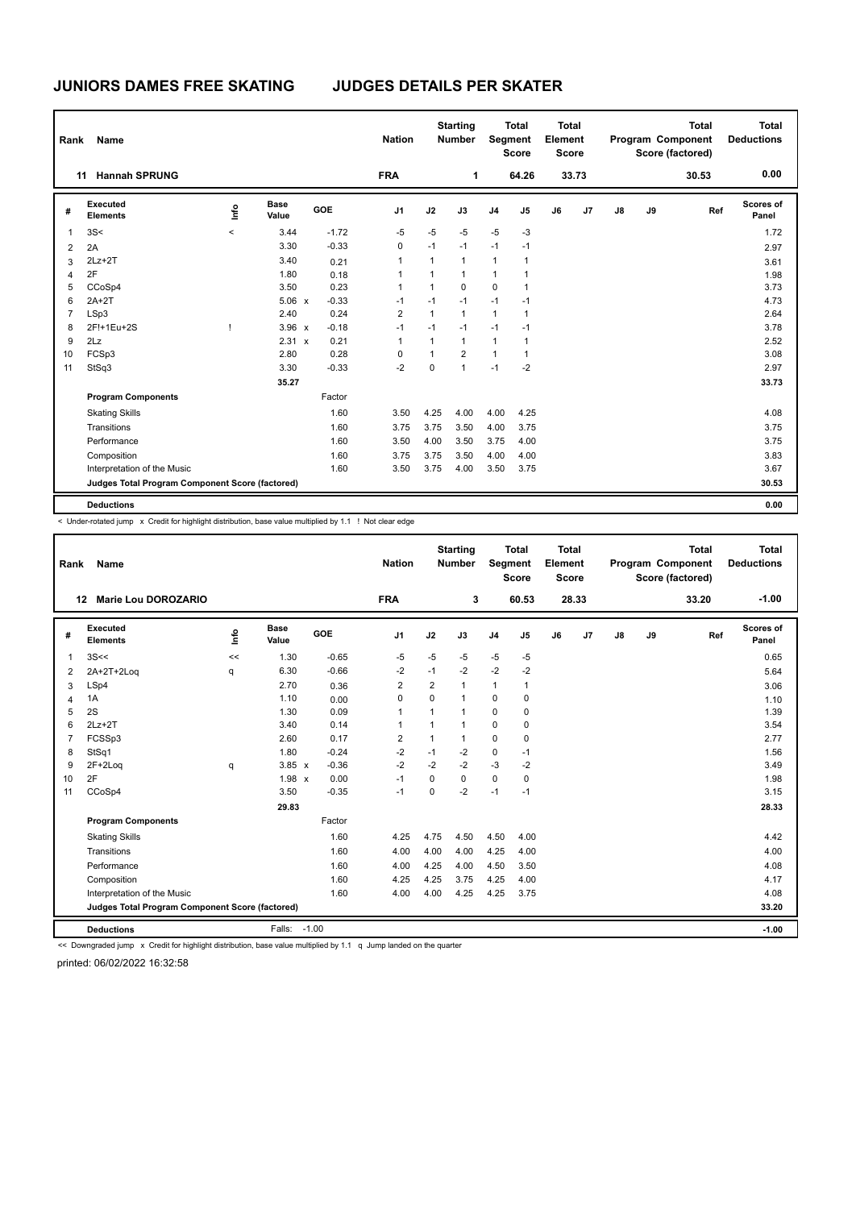# JUNIORS DAMES FREE SKATING — JUDGES DETAILS PER SKATER

| Rank | Name | Nation | Starting Number | Total Segment Score | Total Element Score | Total Program Component Score (factored) | Total Deductions |
|---|---|---|---|---|---|---|---|
| 11 | Hannah SPRUNG | FRA | 1 | 64.26 | 33.73 | 30.53 | 0.00 |

| # | Executed Elements | Info | Base Value | | GOE | J1 | J2 | J3 | J4 | J5 | J6 | J7 | J8 | J9 | Ref | Scores of Panel |
|---|---|---|---|---|---|---|---|---|---|---|---|---|---|---|---|---|
| 1 | 3S< | < | 3.44 | | -1.72 | -5 | -5 | -5 | -5 | -3 | | | | | | 1.72 |
| 2 | 2A | | 3.30 | | -0.33 | 0 | -1 | -1 | -1 | -1 | | | | | | 2.97 |
| 3 | 2Lz+2T | | 3.40 | | 0.21 | 1 | 1 | 1 | 1 | 1 | | | | | | 3.61 |
| 4 | 2F | | 1.80 | | 0.18 | 1 | 1 | 1 | 1 | 1 | | | | | | 1.98 |
| 5 | CCoSp4 | | 3.50 | | 0.23 | 1 | 1 | 0 | 0 | 1 | | | | | | 3.73 |
| 6 | 2A+2T | | 5.06 | x | -0.33 | -1 | -1 | -1 | -1 | -1 | | | | | | 4.73 |
| 7 | LSp3 | | 2.40 | | 0.24 | 2 | 1 | 1 | 1 | 1 | | | | | | 2.64 |
| 8 | 2F!+1Eu+2S | ! | 3.96 | x | -0.18 | -1 | -1 | -1 | -1 | -1 | | | | | | 3.78 |
| 9 | 2Lz | | 2.31 | x | 0.21 | 1 | 1 | 1 | 1 | 1 | | | | | | 2.52 |
| 10 | FCSp3 | | 2.80 | | 0.28 | 0 | 1 | 2 | 1 | 1 | | | | | | 3.08 |
| 11 | StSq3 | | 3.30 | | -0.33 | -2 | 0 | 1 | -1 | -2 | | | | | | 2.97 |
| | | | 35.27 | | | | | | | | | | | | | 33.73 |
| | **Program Components** | | | | Factor | | | | | | | | | | | |
| | Skating Skills | | | | 1.60 | 3.50 | 4.25 | 4.00 | 4.00 | 4.25 | | | | | | 4.08 |
| | Transitions | | | | 1.60 | 3.75 | 3.75 | 3.50 | 4.00 | 3.75 | | | | | | 3.75 |
| | Performance | | | | 1.60 | 3.50 | 4.00 | 3.50 | 3.75 | 4.00 | | | | | | 3.75 |
| | Composition | | | | 1.60 | 3.75 | 3.75 | 3.50 | 4.00 | 4.00 | | | | | | 3.83 |
| | Interpretation of the Music | | | | 1.60 | 3.50 | 3.75 | 4.00 | 3.50 | 3.75 | | | | | | 3.67 |
| | **Judges Total Program Component Score (factored)** | | | | | | | | | | | | | | | 30.53 |
| | **Deductions** | | | | | | | | | | | | | | | 0.00 |

< Under-rotated jump x Credit for highlight distribution, base value multiplied by 1.1 ! Not clear edge

| Rank | Name | Nation | Starting Number | Total Segment Score | Total Element Score | Total Program Component Score (factored) | Total Deductions |
|---|---|---|---|---|---|---|---|
| 12 | Marie Lou DOROZARIO | FRA | 3 | 60.53 | 28.33 | 33.20 | -1.00 |

| # | Executed Elements | Info | Base Value | | GOE | J1 | J2 | J3 | J4 | J5 | J6 | J7 | J8 | J9 | Ref | Scores of Panel |
|---|---|---|---|---|---|---|---|---|---|---|---|---|---|---|---|---|
| 1 | 3S<< | << | 1.30 | | -0.65 | -5 | -5 | -5 | -5 | -5 | | | | | | 0.65 |
| 2 | 2A+2T+2Loq | q | 6.30 | | -0.66 | -2 | -1 | -2 | -2 | -2 | | | | | | 5.64 |
| 3 | LSp4 | | 2.70 | | 0.36 | 2 | 2 | 1 | 1 | 1 | | | | | | 3.06 |
| 4 | 1A | | 1.10 | | 0.00 | 0 | 0 | 1 | 0 | 0 | | | | | | 1.10 |
| 5 | 2S | | 1.30 | | 0.09 | 1 | 1 | 1 | 0 | 0 | | | | | | 1.39 |
| 6 | 2Lz+2T | | 3.40 | | 0.14 | 1 | 1 | 1 | 0 | 0 | | | | | | 3.54 |
| 7 | FCSSp3 | | 2.60 | | 0.17 | 2 | 1 | 1 | 0 | 0 | | | | | | 2.77 |
| 8 | StSq1 | | 1.80 | | -0.24 | -2 | -1 | -2 | 0 | -1 | | | | | | 1.56 |
| 9 | 2F+2Loq | q | 3.85 | x | -0.36 | -2 | -2 | -2 | -3 | -2 | | | | | | 3.49 |
| 10 | 2F | | 1.98 | x | 0.00 | -1 | 0 | 0 | 0 | 0 | | | | | | 1.98 |
| 11 | CCoSp4 | | 3.50 | | -0.35 | -1 | 0 | -2 | -1 | -1 | | | | | | 3.15 |
| | | | 29.83 | | | | | | | | | | | | | 28.33 |
| | **Program Components** | | | | Factor | | | | | | | | | | | |
| | Skating Skills | | | | 1.60 | 4.25 | 4.75 | 4.50 | 4.50 | 4.00 | | | | | | 4.42 |
| | Transitions | | | | 1.60 | 4.00 | 4.00 | 4.00 | 4.25 | 4.00 | | | | | | 4.00 |
| | Performance | | | | 1.60 | 4.00 | 4.25 | 4.00 | 4.50 | 3.50 | | | | | | 4.08 |
| | Composition | | | | 1.60 | 4.25 | 4.25 | 3.75 | 4.25 | 4.00 | | | | | | 4.17 |
| | Interpretation of the Music | | | | 1.60 | 4.00 | 4.00 | 4.25 | 4.25 | 3.75 | | | | | | 4.08 |
| | **Judges Total Program Component Score (factored)** | | | | | | | | | | | | | | | 33.20 |
| | **Deductions** | | Falls: -1.00 | | | | | | | | | | | | | -1.00 |

<< Downgraded jump x Credit for highlight distribution, base value multiplied by 1.1 q Jump landed on the quarter

printed: 06/02/2022 16:32:58